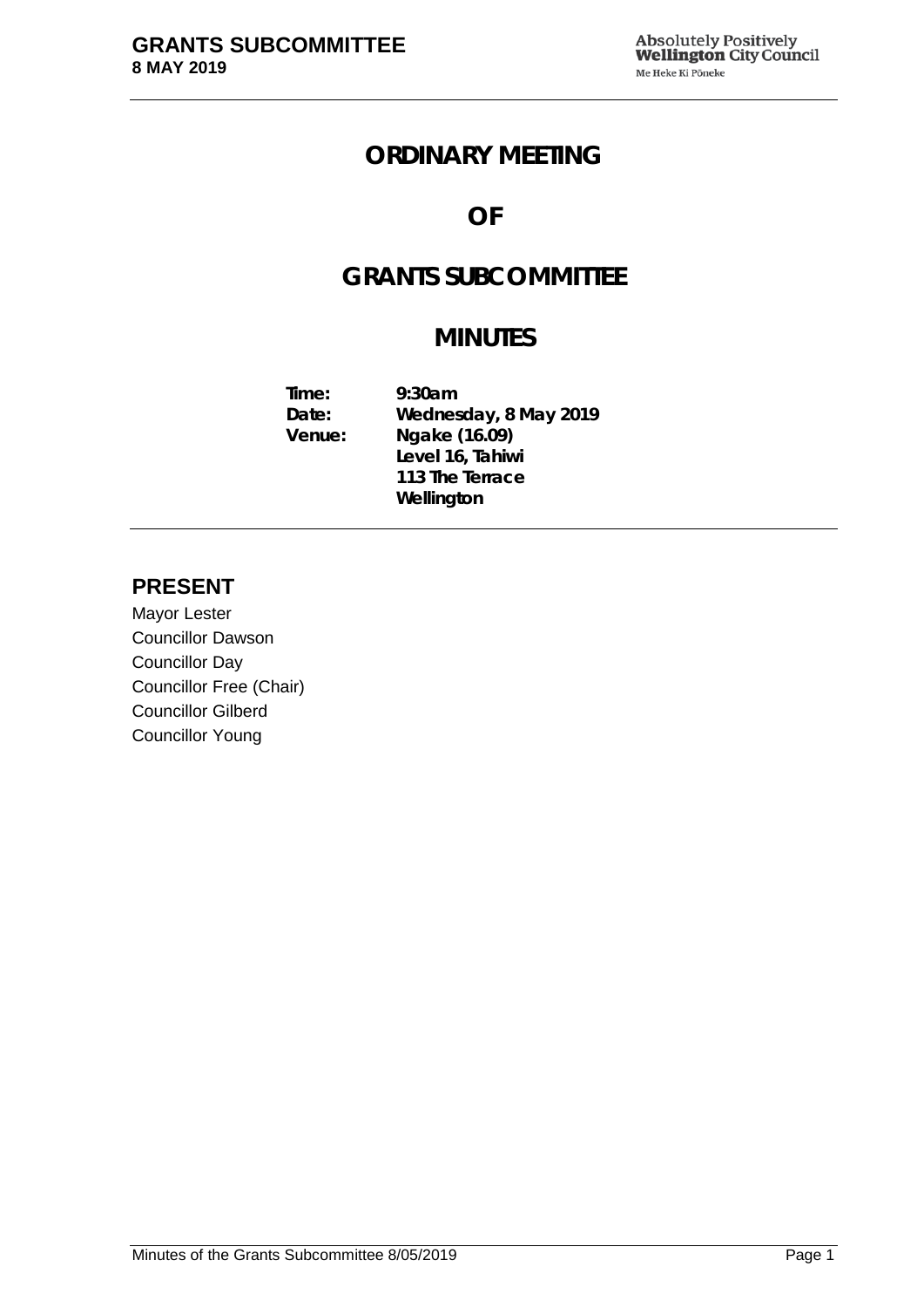# ORDINARY MEETING

# OF

# GRANTS SUBCOMMITTEE

# MINUTES

**Time:** 9:30am
**Date:** Wednesday, 8 May 2019
**Venue:** Ngake (16.09)
Level 16, Tahiwi
113 The Terrace
Wellington

## PRESENT

Mayor Lester
Councillor Dawson
Councillor Day
Councillor Free (Chair)
Councillor Gilberd
Councillor Young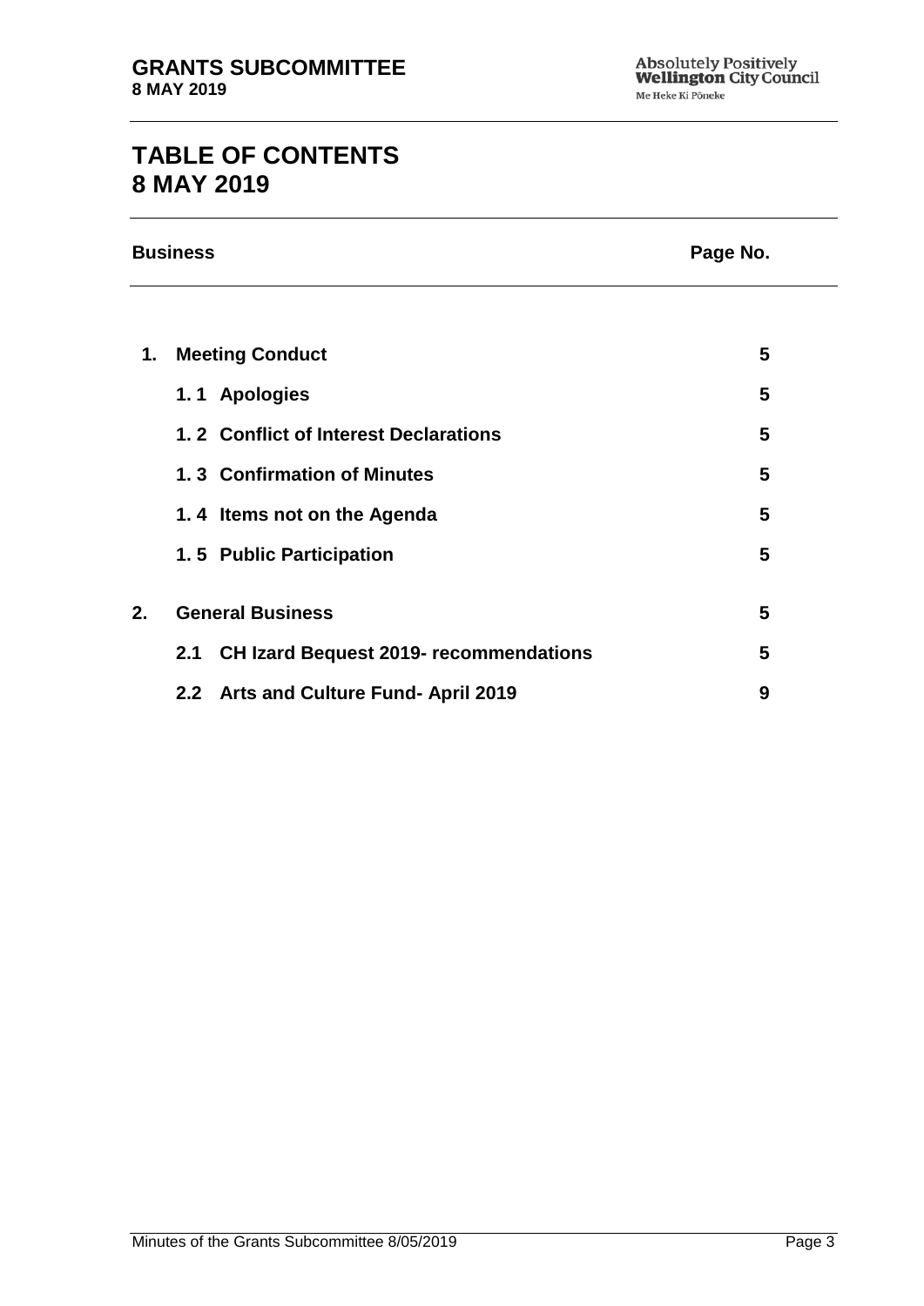# TABLE OF CONTENTS 8 MAY 2019

| Business | | Page No. |
|---|---|---|
| **1.** | **Meeting Conduct** | **5** |
| | **1. 1 Apologies** | **5** |
| | **1. 2 Conflict of Interest Declarations** | **5** |
| | **1. 3 Confirmation of Minutes** | **5** |
| | **1. 4 Items not on the Agenda** | **5** |
| | **1. 5 Public Participation** | **5** |
| **2.** | **General Business** | **5** |
| | **2.1 CH Izard Bequest 2019- recommendations** | **5** |
| | **2.2 Arts and Culture Fund- April 2019** | **9** |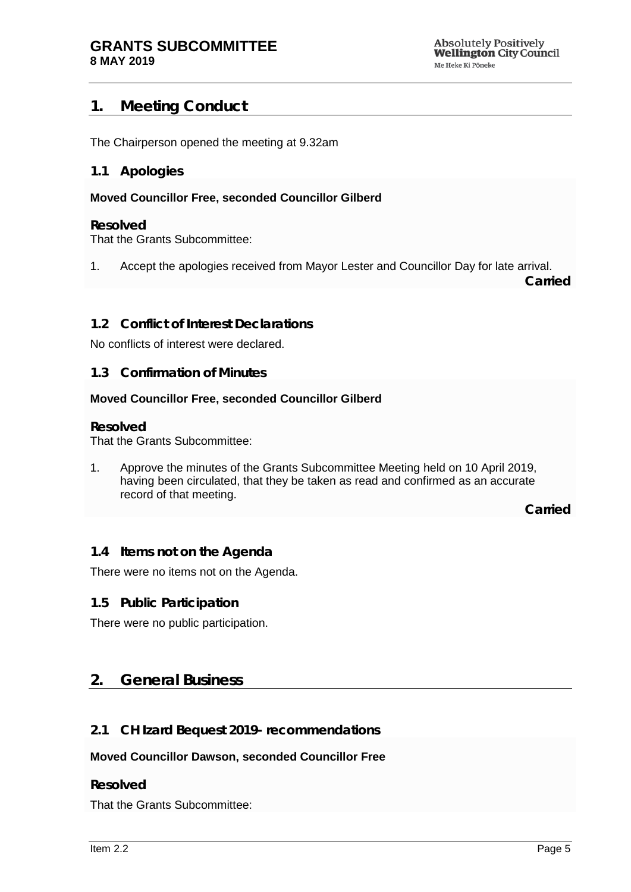## 1. Meeting Conduct

The Chairperson opened the meeting at 9.32am

### 1.1 Apologies

**Moved Councillor Free, seconded Councillor Gilberd**

**Resolved**

That the Grants Subcommittee:

1. Accept the apologies received from Mayor Lester and Councillor Day for late arrival.

**Carried**

### 1.2 Conflict of Interest Declarations

No conflicts of interest were declared.

### 1.3 Confirmation of Minutes

**Moved Councillor Free, seconded Councillor Gilberd**

**Resolved**

That the Grants Subcommittee:

1. Approve the minutes of the Grants Subcommittee Meeting held on 10 April 2019, having been circulated, that they be taken as read and confirmed as an accurate record of that meeting.

**Carried**

### 1.4 Items not on the Agenda

There were no items not on the Agenda.

### 1.5 Public Participation

There were no public participation.

## 2. General Business

### 2.1 CH Izard Bequest 2019- recommendations

**Moved Councillor Dawson, seconded Councillor Free**

**Resolved**

That the Grants Subcommittee: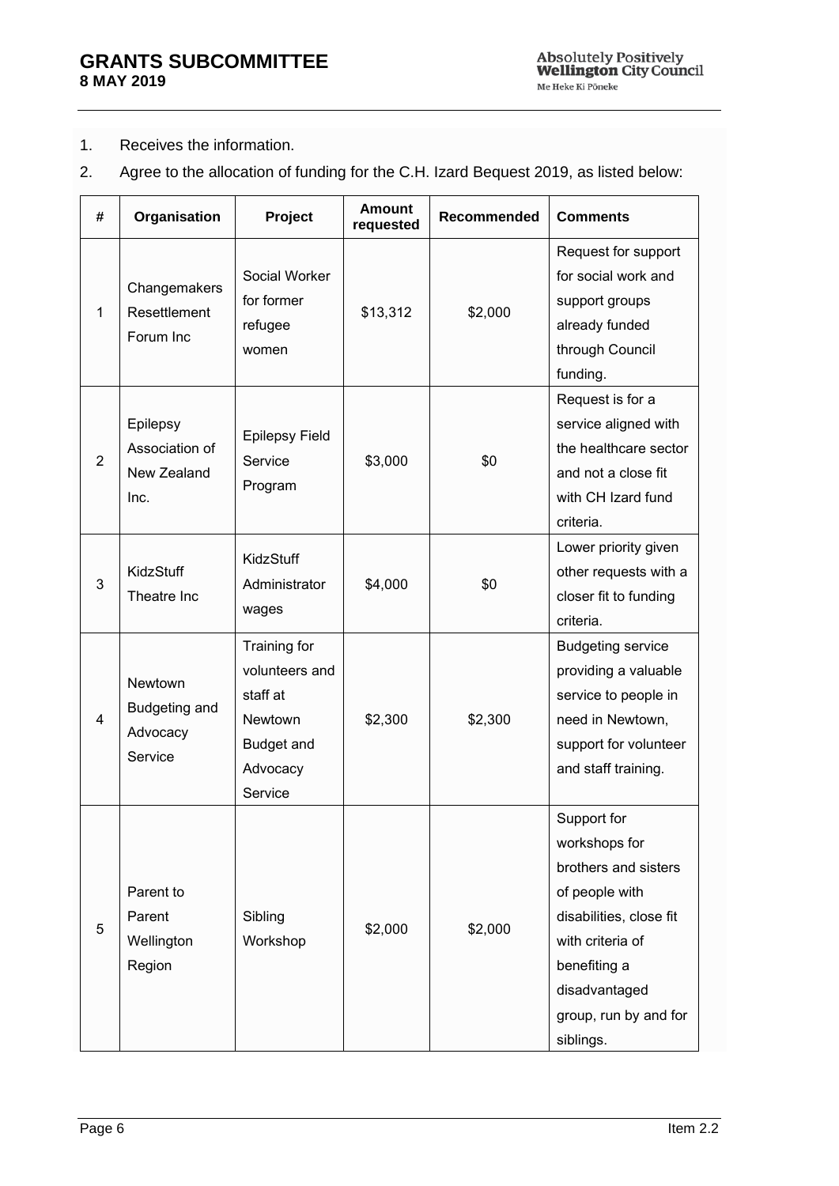1. Receives the information.
2. Agree to the allocation of funding for the C.H. Izard Bequest 2019, as listed below:

| # | Organisation | Project | Amount requested | Recommended | Comments |
|---|---|---|---|---|---|
| 1 | Changemakers Resettlement Forum Inc | Social Worker for former refugee women | $13,312 | $2,000 | Request for support for social work and support groups already funded through Council funding. |
| 2 | Epilepsy Association of New Zealand Inc. | Epilepsy Field Service Program | $3,000 | $0 | Request is for a service aligned with the healthcare sector and not a close fit with CH Izard fund criteria. |
| 3 | KidzStuff Theatre Inc | KidzStuff Administrator wages | $4,000 | $0 | Lower priority given other requests with a closer fit to funding criteria. |
| 4 | Newtown Budgeting and Advocacy Service | Training for volunteers and staff at Newtown Budget and Advocacy Service | $2,300 | $2,300 | Budgeting service providing a valuable service to people in need in Newtown, support for volunteer and staff training. |
| 5 | Parent to Parent Wellington Region | Sibling Workshop | $2,000 | $2,000 | Support for workshops for brothers and sisters of people with disabilities, close fit with criteria of benefiting a disadvantaged group, run by and for siblings. |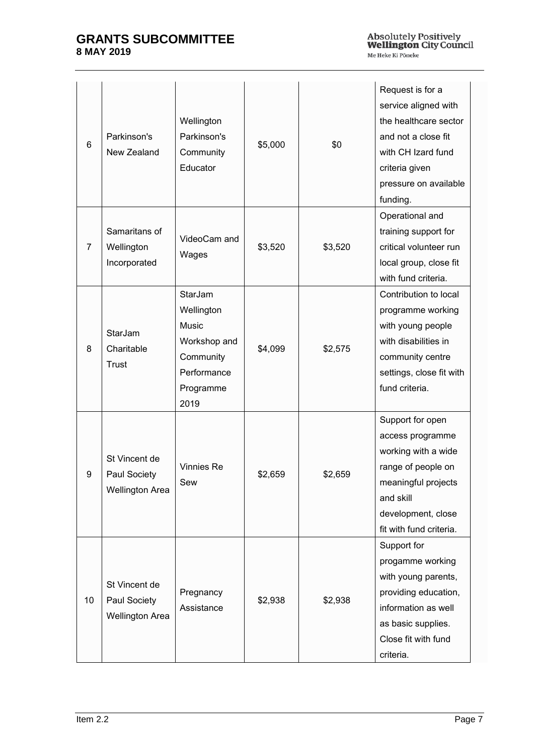| 6 | Parkinson's New Zealand | Wellington Parkinson's Community Educator | $5,000 | $0 | Request is for a service aligned with the healthcare sector and not a close fit with CH Izard fund criteria given pressure on available funding. |
|---|---|---|---|---|---|
| 7 | Samaritans of Wellington Incorporated | VideoCam and Wages | $3,520 | $3,520 | Operational and training support for critical volunteer run local group, close fit with fund criteria. |
| 8 | StarJam Charitable Trust | StarJam Wellington Music Workshop and Community Performance Programme 2019 | $4,099 | $2,575 | Contribution to local programme working with young people with disabilities in community centre settings, close fit with fund criteria. |
| 9 | St Vincent de Paul Society Wellington Area | Vinnies Re Sew | $2,659 | $2,659 | Support for open access programme working with a wide range of people on meaningful projects and skill development, close fit with fund criteria. |
| 10 | St Vincent de Paul Society Wellington Area | Pregnancy Assistance | $2,938 | $2,938 | Support for progamme working with young parents, providing education, information as well as basic supplies. Close fit with fund criteria. |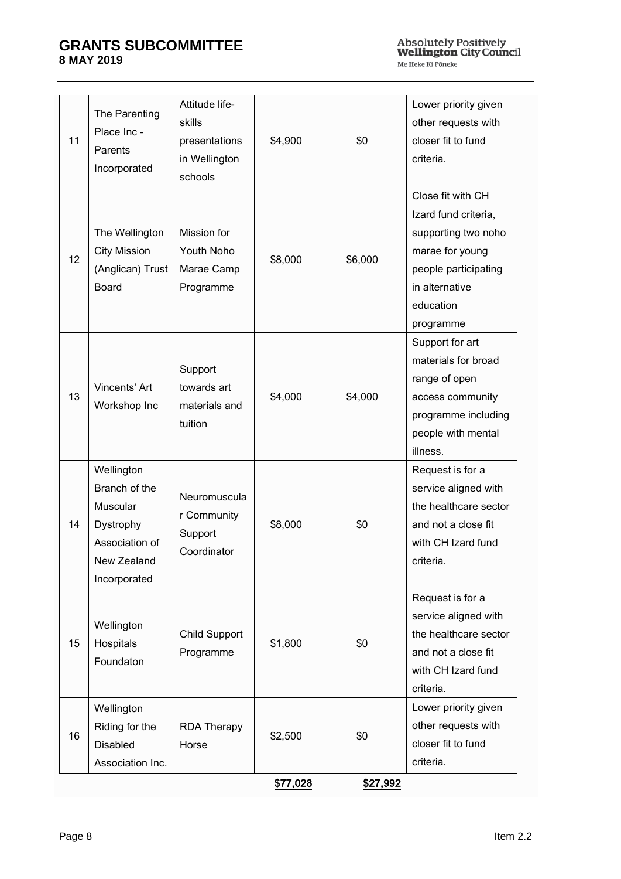| | | | | | |
|---|---|---|---|---|---|
| 11 | The Parenting Place Inc - Parents Incorporated | Attitude life-skills presentations in Wellington schools | $4,900 | $0 | Lower priority given other requests with closer fit to fund criteria. |
| 12 | The Wellington City Mission (Anglican) Trust Board | Mission for Youth Noho Marae Camp Programme | $8,000 | $6,000 | Close fit with CH Izard fund criteria, supporting two noho marae for young people participating in alternative education programme |
| 13 | Vincents' Art Workshop Inc | Support towards art materials and tuition | $4,000 | $4,000 | Support for art materials for broad range of open access community programme including people with mental illness. |
| 14 | Wellington Branch of the Muscular Dystrophy Association of New Zealand Incorporated | Neuromuscular Community Support Coordinator | $8,000 | $0 | Request is for a service aligned with the healthcare sector and not a close fit with CH Izard fund criteria. |
| 15 | Wellington Hospitals Foundaton | Child Support Programme | $1,800 | $0 | Request is for a service aligned with the healthcare sector and not a close fit with CH Izard fund criteria. |
| 16 | Wellington Riding for the Disabled Association Inc. | RDA Therapy Horse | $2,500 | $0 | Lower priority given other requests with closer fit to fund criteria. |
| | | | **$77,028** | **$27,992** | |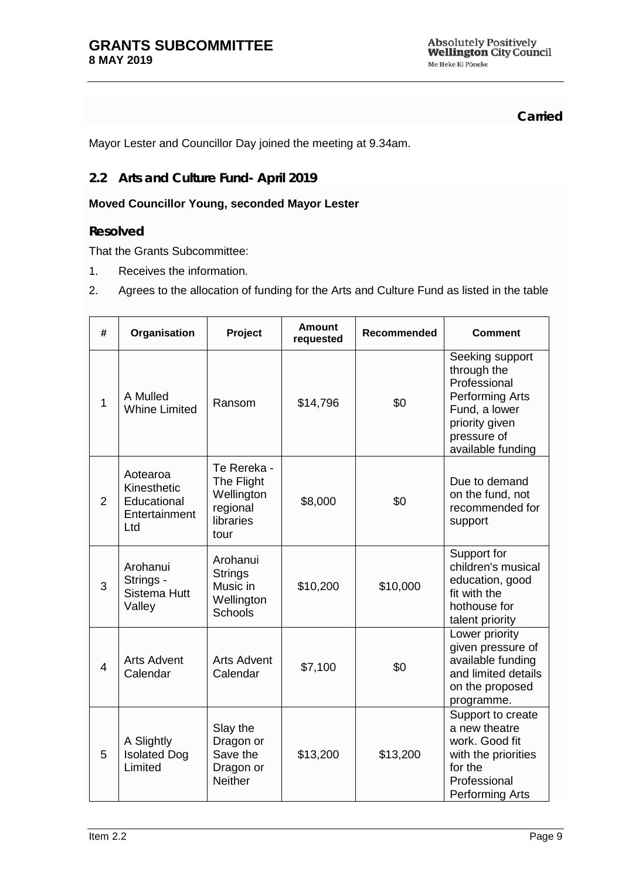**Carried**

Mayor Lester and Councillor Day joined the meeting at 9.34am.

## 2.2 Arts and Culture Fund- April 2019

**Moved Councillor Young, seconded Mayor Lester**

### Resolved

That the Grants Subcommittee:

1. Receives the information.
2. Agrees to the allocation of funding for the Arts and Culture Fund as listed in the table

| # | Organisation | Project | Amount requested | Recommended | Comment |
|---|---|---|---|---|---|
| 1 | A Mulled Whine Limited | Ransom | $14,796 | $0 | Seeking support through the Professional Performing Arts Fund, a lower priority given pressure of available funding |
| 2 | Aotearoa Kinesthetic Educational Entertainment Ltd | Te Rereka - The Flight Wellington regional libraries tour | $8,000 | $0 | Due to demand on the fund, not recommended for support |
| 3 | Arohanui Strings - Sistema Hutt Valley | Arohanui Strings Music in Wellington Schools | $10,200 | $10,000 | Support for children's musical education, good fit with the hothouse for talent priority |
| 4 | Arts Advent Calendar | Arts Advent Calendar | $7,100 | $0 | Lower priority given pressure of available funding and limited details on the proposed programme. |
| 5 | A Slightly Isolated Dog Limited | Slay the Dragon or Save the Dragon or Neither | $13,200 | $13,200 | Support to create a new theatre work. Good fit with the priorities for the Professional Performing Arts |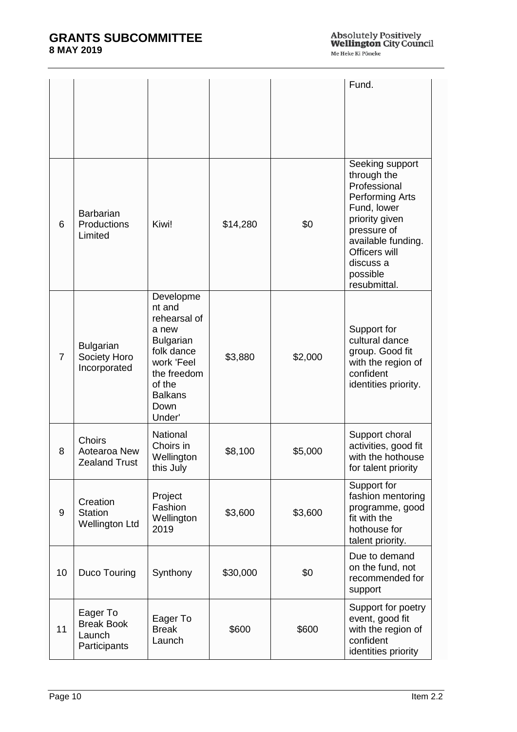|  |  |  |  |  | Fund. |
|---|---|---|---|---|---|
| 6 | Barbarian Productions Limited | Kiwi! | $14,280 | $0 | Seeking support through the Professional Performing Arts Fund, lower priority given pressure of available funding. Officers will discuss a possible resubmittal. |
| 7 | Bulgarian Society Horo Incorporated | Development and rehearsal of a new Bulgarian folk dance work 'Feel the freedom of the Balkans Down Under' | $3,880 | $2,000 | Support for cultural dance group. Good fit with the region of confident identities priority. |
| 8 | Choirs Aotearoa New Zealand Trust | National Choirs in Wellington this July | $8,100 | $5,000 | Support choral activities, good fit with the hothouse for talent priority |
| 9 | Creation Station Wellington Ltd | Project Fashion Wellington 2019 | $3,600 | $3,600 | Support for fashion mentoring programme, good fit with the hothouse for talent priority. |
| 10 | Duco Touring | Synthony | $30,000 | $0 | Due to demand on the fund, not recommended for support |
| 11 | Eager To Break Book Launch Participants | Eager To Break Launch | $600 | $600 | Support for poetry event, good fit with the region of confident identities priority |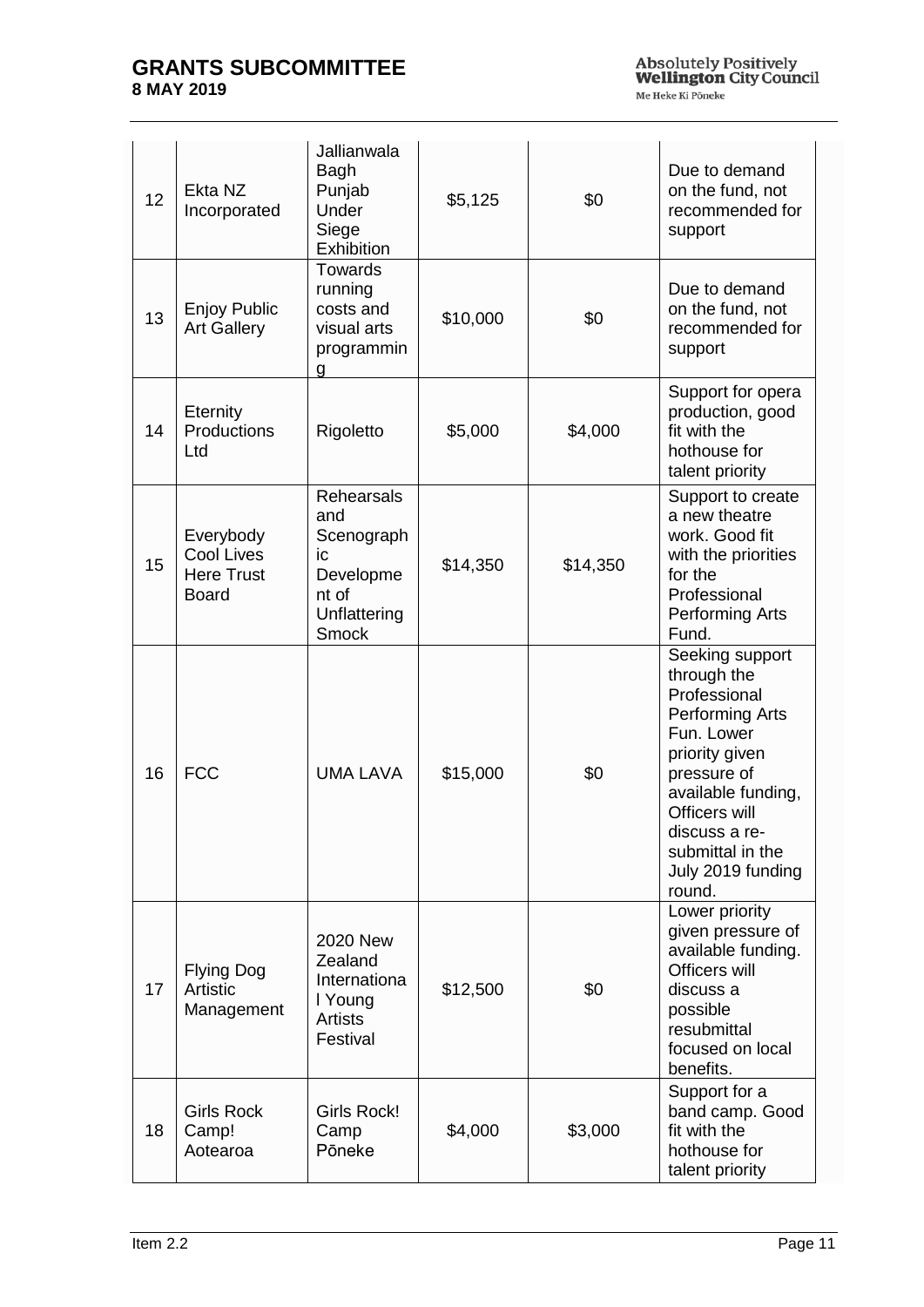| 12 | Ekta NZ Incorporated | Jallianwala Bagh Punjab Under Siege Exhibition | $5,125 | $0 | Due to demand on the fund, not recommended for support |
|---|---|---|---|---|---|
| 13 | Enjoy Public Art Gallery | Towards running costs and visual arts programming | $10,000 | $0 | Due to demand on the fund, not recommended for support |
| 14 | Eternity Productions Ltd | Rigoletto | $5,000 | $4,000 | Support for opera production, good fit with the hothouse for talent priority |
| 15 | Everybody Cool Lives Here Trust Board | Rehearsals and Scenographic Development of Unflattering Smock | $14,350 | $14,350 | Support to create a new theatre work. Good fit with the priorities for the Professional Performing Arts Fund. |
| 16 | FCC | UMA LAVA | $15,000 | $0 | Seeking support through the Professional Performing Arts Fun. Lower priority given pressure of available funding, Officers will discuss a re-submittal in the July 2019 funding round. |
| 17 | Flying Dog Artistic Management | 2020 New Zealand International Young Artists Festival | $12,500 | $0 | Lower priority given pressure of available funding. Officers will discuss a possible resubmittal focused on local benefits. |
| 18 | Girls Rock Camp! Aotearoa | Girls Rock! Camp Pōneke | $4,000 | $3,000 | Support for a band camp. Good fit with the hothouse for talent priority |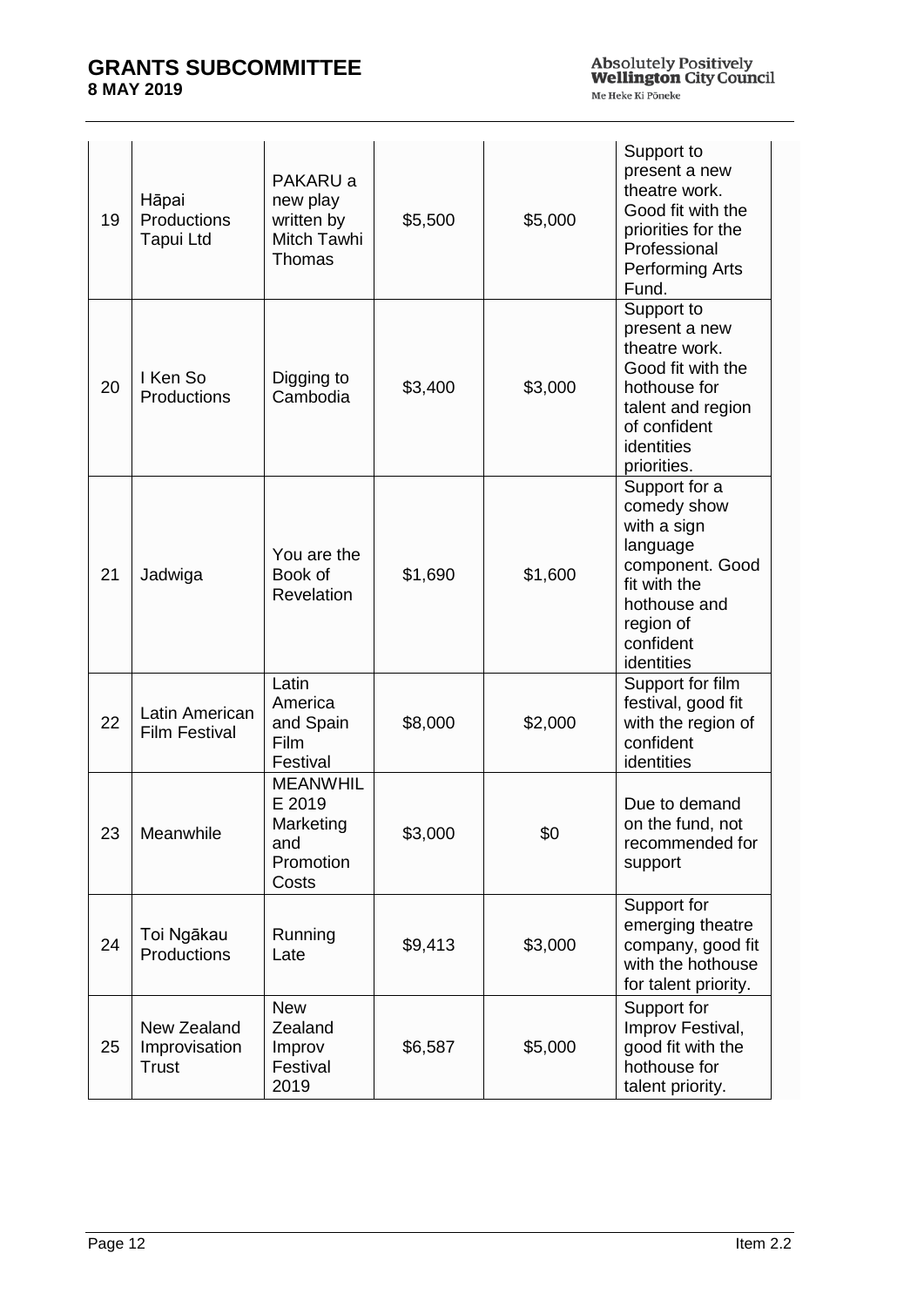| 19 | Hāpai Productions Tapui Ltd | PAKARU a new play written by Mitch Tawhi Thomas | $5,500 | $5,000 | Support to present a new theatre work. Good fit with the priorities for the Professional Performing Arts Fund. |
|---|---|---|---|---|---|
| 20 | I Ken So Productions | Digging to Cambodia | $3,400 | $3,000 | Support to present a new theatre work. Good fit with the hothouse for talent and region of confident identities priorities. |
| 21 | Jadwiga | You are the Book of Revelation | $1,690 | $1,600 | Support for a comedy show with a sign language component. Good fit with the hothouse and region of confident identities |
| 22 | Latin American Film Festival | Latin America and Spain Film Festival | $8,000 | $2,000 | Support for film festival, good fit with the region of confident identities |
| 23 | Meanwhile | MEANWHILE 2019 Marketing and Promotion Costs | $3,000 | $0 | Due to demand on the fund, not recommended for support |
| 24 | Toi Ngākau Productions | Running Late | $9,413 | $3,000 | Support for emerging theatre company, good fit with the hothouse for talent priority. |
| 25 | New Zealand Improvisation Trust | New Zealand Improv Festival 2019 | $6,587 | $5,000 | Support for Improv Festival, good fit with the hothouse for talent priority. |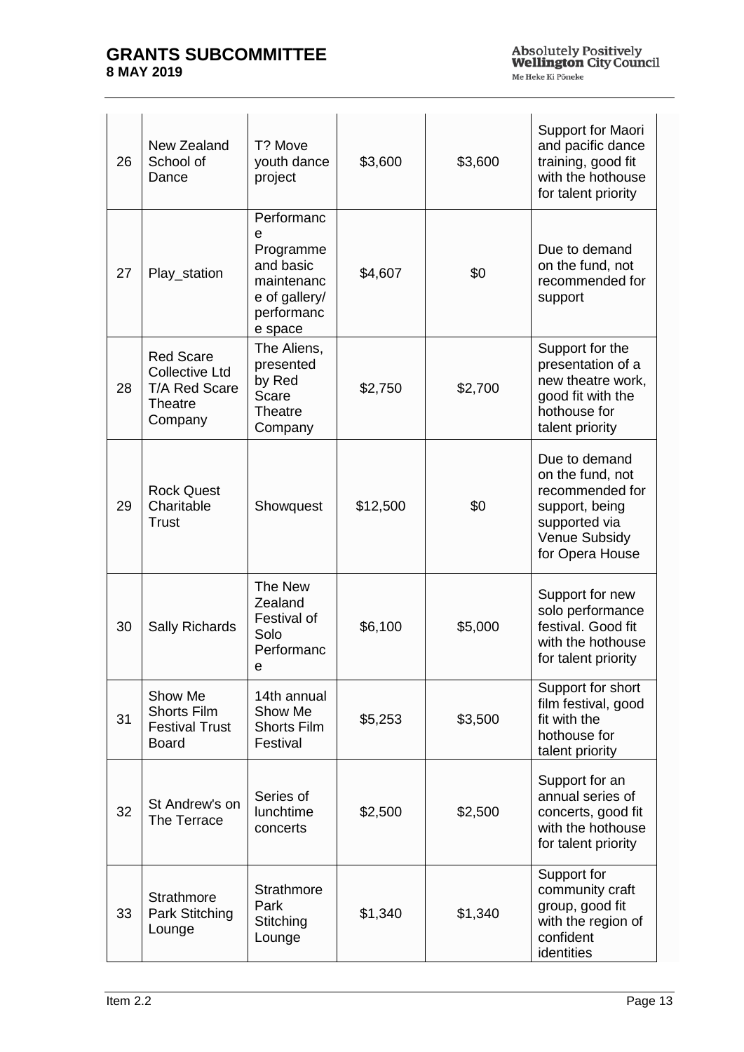| 26 | New Zealand School of Dance | T? Move youth dance project | $3,600 | $3,600 | Support for Maori and pacific dance training, good fit with the hothouse for talent priority |
|---|---|---|---|---|---|
| 27 | Play_station | Performance Programme and basic maintenance of gallery/ performance space | $4,607 | $0 | Due to demand on the fund, not recommended for support |
| 28 | Red Scare Collective Ltd T/A Red Scare Theatre Company | The Aliens, presented by Red Scare Theatre Company | $2,750 | $2,700 | Support for the presentation of a new theatre work, good fit with the hothouse for talent priority |
| 29 | Rock Quest Charitable Trust | Showquest | $12,500 | $0 | Due to demand on the fund, not recommended for support, being supported via Venue Subsidy for Opera House |
| 30 | Sally Richards | The New Zealand Festival of Solo Performance | $6,100 | $5,000 | Support for new solo performance festival. Good fit with the hothouse for talent priority |
| 31 | Show Me Shorts Film Festival Trust Board | 14th annual Show Me Shorts Film Festival | $5,253 | $3,500 | Support for short film festival, good fit with the hothouse for talent priority |
| 32 | St Andrew's on The Terrace | Series of lunchtime concerts | $2,500 | $2,500 | Support for an annual series of concerts, good fit with the hothouse for talent priority |
| 33 | Strathmore Park Stitching Lounge | Strathmore Park Stitching Lounge | $1,340 | $1,340 | Support for community craft group, good fit with the region of confident identities |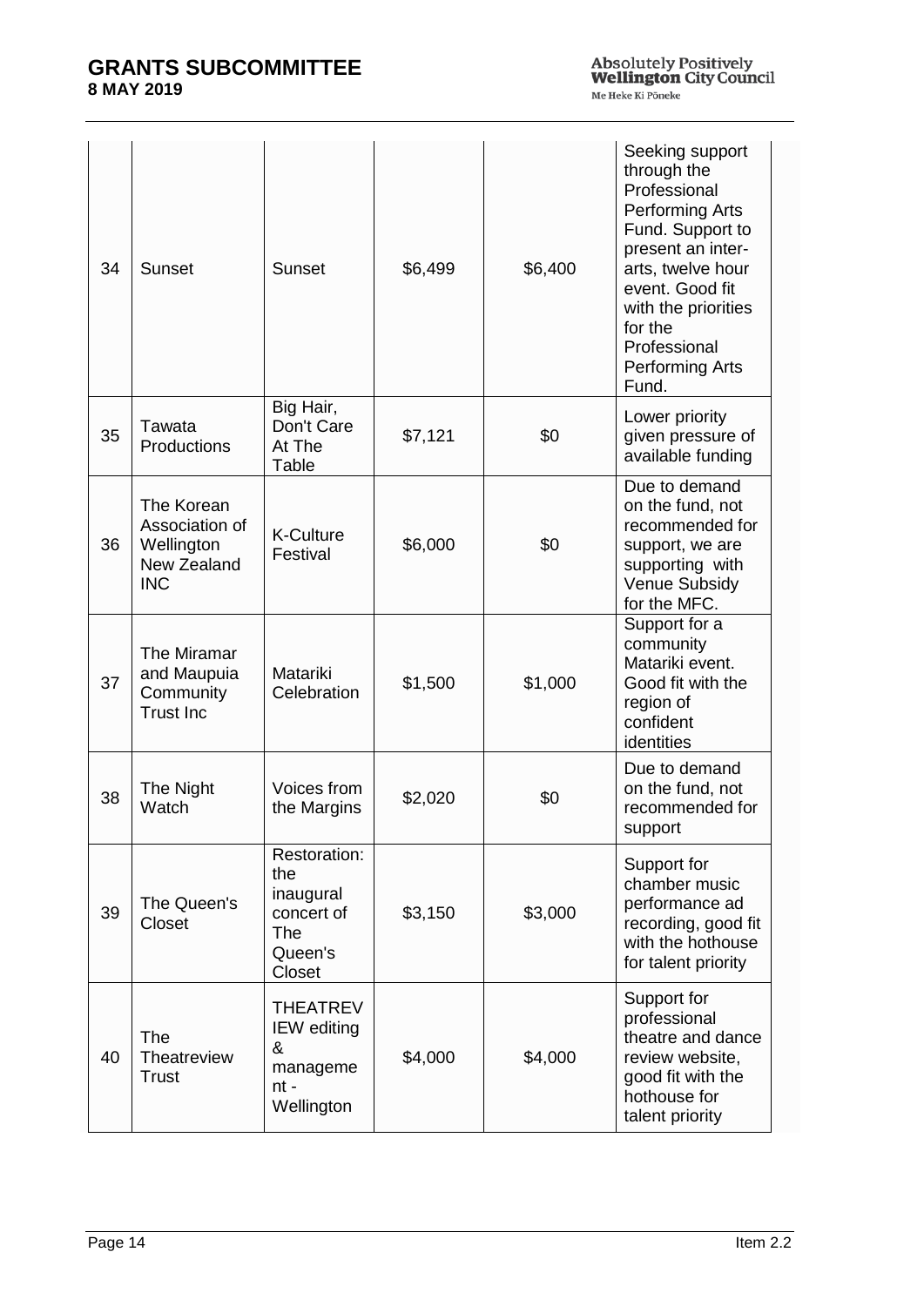| 34 | Sunset | Sunset | $6,499 | $6,400 | Seeking support through the Professional Performing Arts Fund. Support to present an inter-arts, twelve hour event. Good fit with the priorities for the Professional Performing Arts Fund. |
|---|---|---|---|---|---|
| 35 | Tawata Productions | Big Hair, Don't Care At The Table | $7,121 | $0 | Lower priority given pressure of available funding |
| 36 | The Korean Association of Wellington New Zealand INC | K-Culture Festival | $6,000 | $0 | Due to demand on the fund, not recommended for support, we are supporting with Venue Subsidy for the MFC. |
| 37 | The Miramar and Maupuia Community Trust Inc | Matariki Celebration | $1,500 | $1,000 | Support for a community Matariki event. Good fit with the region of confident identities |
| 38 | The Night Watch | Voices from the Margins | $2,020 | $0 | Due to demand on the fund, not recommended for support |
| 39 | The Queen's Closet | Restoration: the inaugural concert of The Queen's Closet | $3,150 | $3,000 | Support for chamber music performance ad recording, good fit with the hothouse for talent priority |
| 40 | The Theatreview Trust | THEATREVIEW editing & management - Wellington | $4,000 | $4,000 | Support for professional theatre and dance review website, good fit with the hothouse for talent priority |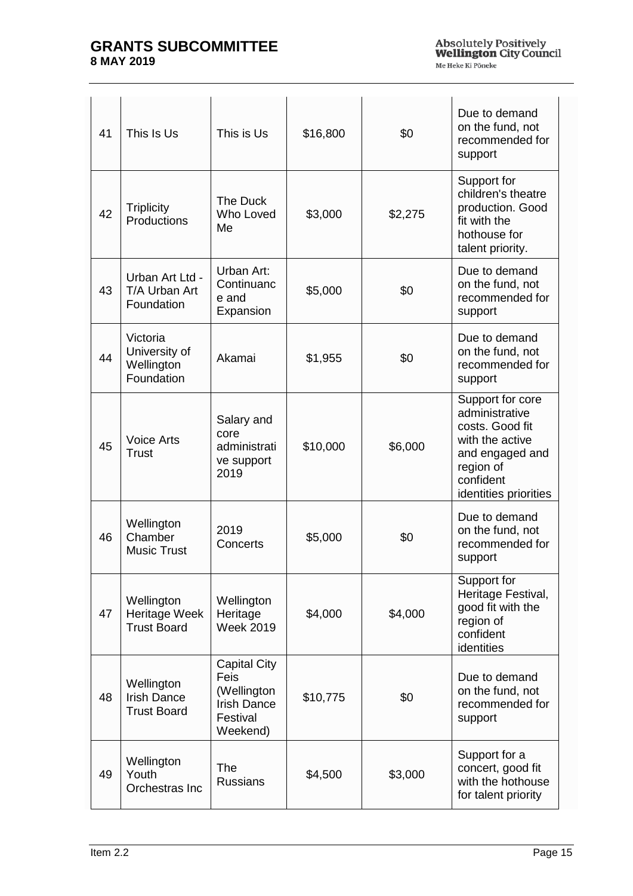| 41 | This Is Us | This is Us | $16,800 | $0 | Due to demand on the fund, not recommended for support |
|---|---|---|---|---|---|
| 42 | Triplicity Productions | The Duck Who Loved Me | $3,000 | $2,275 | Support for children's theatre production. Good fit with the hothouse for talent priority. |
| 43 | Urban Art Ltd - T/A Urban Art Foundation | Urban Art: Continuance and Expansion | $5,000 | $0 | Due to demand on the fund, not recommended for support |
| 44 | Victoria University of Wellington Foundation | Akamai | $1,955 | $0 | Due to demand on the fund, not recommended for support |
| 45 | Voice Arts Trust | Salary and core administrative support 2019 | $10,000 | $6,000 | Support for core administrative costs. Good fit with the active and engaged and region of confident identities priorities |
| 46 | Wellington Chamber Music Trust | 2019 Concerts | $5,000 | $0 | Due to demand on the fund, not recommended for support |
| 47 | Wellington Heritage Week Trust Board | Wellington Heritage Week 2019 | $4,000 | $4,000 | Support for Heritage Festival, good fit with the region of confident identities |
| 48 | Wellington Irish Dance Trust Board | Capital City Feis (Wellington Irish Dance Festival Weekend) | $10,775 | $0 | Due to demand on the fund, not recommended for support |
| 49 | Wellington Youth Orchestras Inc | The Russians | $4,500 | $3,000 | Support for a concert, good fit with the hothouse for talent priority |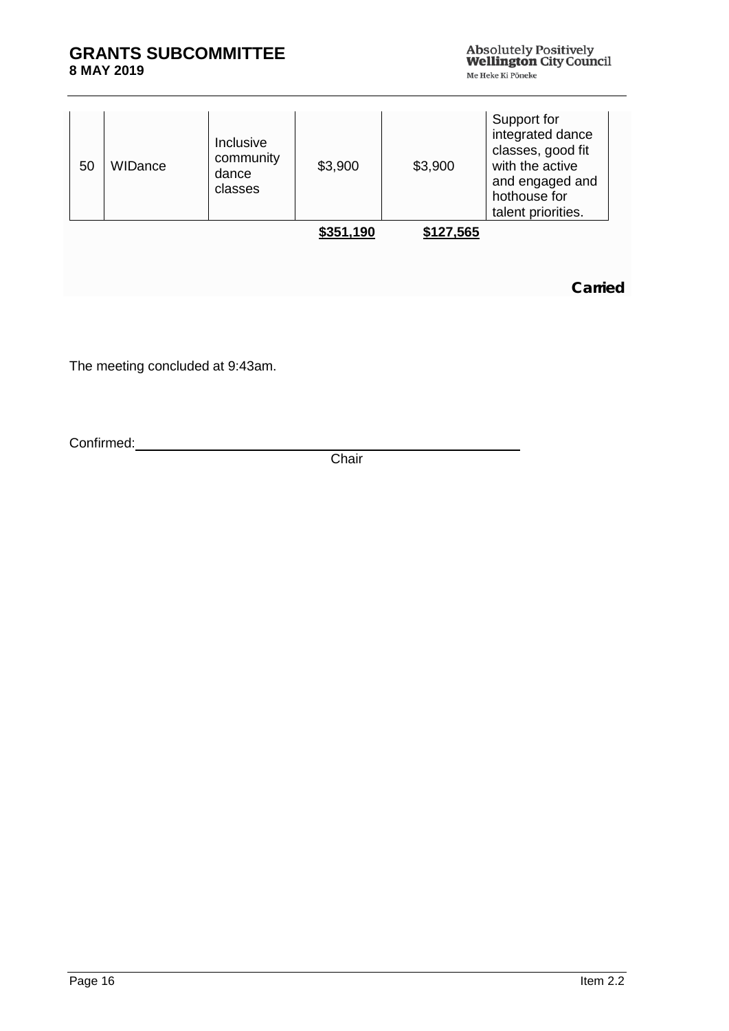| | | | | | |
|---|---|---|---|---|---|
| 50 | WIDance | Inclusive community dance classes | $3,900 | $3,900 | Support for integrated dance classes, good fit with the active and engaged and hothouse for talent priorities. |
| | | | **$351,190** | **$127,565** | |

**Carried**

The meeting concluded at 9:43am.

Confirmed: ______________________________________________

Chair